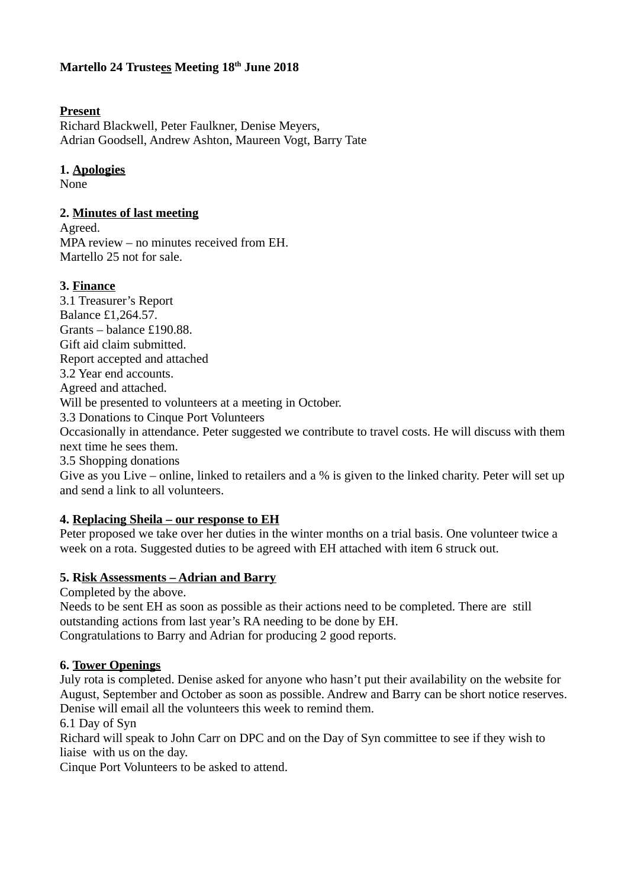**Martello 24 Trustees Meeting 18th June 2018**

**Present**
Richard Blackwell, Peter Faulkner, Denise Meyers,
Adrian Goodsell, Andrew Ashton, Maureen Vogt, Barry Tate

**1. Apologies**
None

**2. Minutes of last meeting**
Agreed.
MPA review – no minutes received from EH.
Martello 25 not for sale.

**3. Finance**
3.1 Treasurer's Report
Balance £1,264.57.
Grants – balance £190.88.
Gift aid claim submitted.
Report accepted and attached
3.2 Year end accounts.
Agreed and attached.
Will be presented to volunteers at a meeting in October.
3.3 Donations to Cinque Port Volunteers
Occasionally in attendance. Peter suggested we contribute to travel costs. He will discuss with them next time he sees them.
3.5 Shopping donations
Give as you Live – online, linked to retailers and a % is given to the linked charity. Peter will set up and send a link to all volunteers.

**4. Replacing Sheila – our response to EH**
Peter proposed we take over her duties in the winter months on a trial basis. One volunteer twice a week on a rota. Suggested duties to be agreed with EH attached with item 6 struck out.

**5. Risk Assessments – Adrian and Barry**
Completed by the above.
Needs to be sent EH as soon as possible as their actions need to be completed. There are still outstanding actions from last year's RA needing to be done by EH.
Congratulations to Barry and Adrian for producing 2 good reports.

**6. Tower Openings**
July rota is completed. Denise asked for anyone who hasn't put their availability on the website for August, September and October as soon as possible. Andrew and Barry can be short notice reserves. Denise will email all the volunteers this week to remind them.
6.1 Day of Syn
Richard will speak to John Carr on DPC and on the Day of Syn committee to see if they wish to liaise with us on the day.
Cinque Port Volunteers to be asked to attend.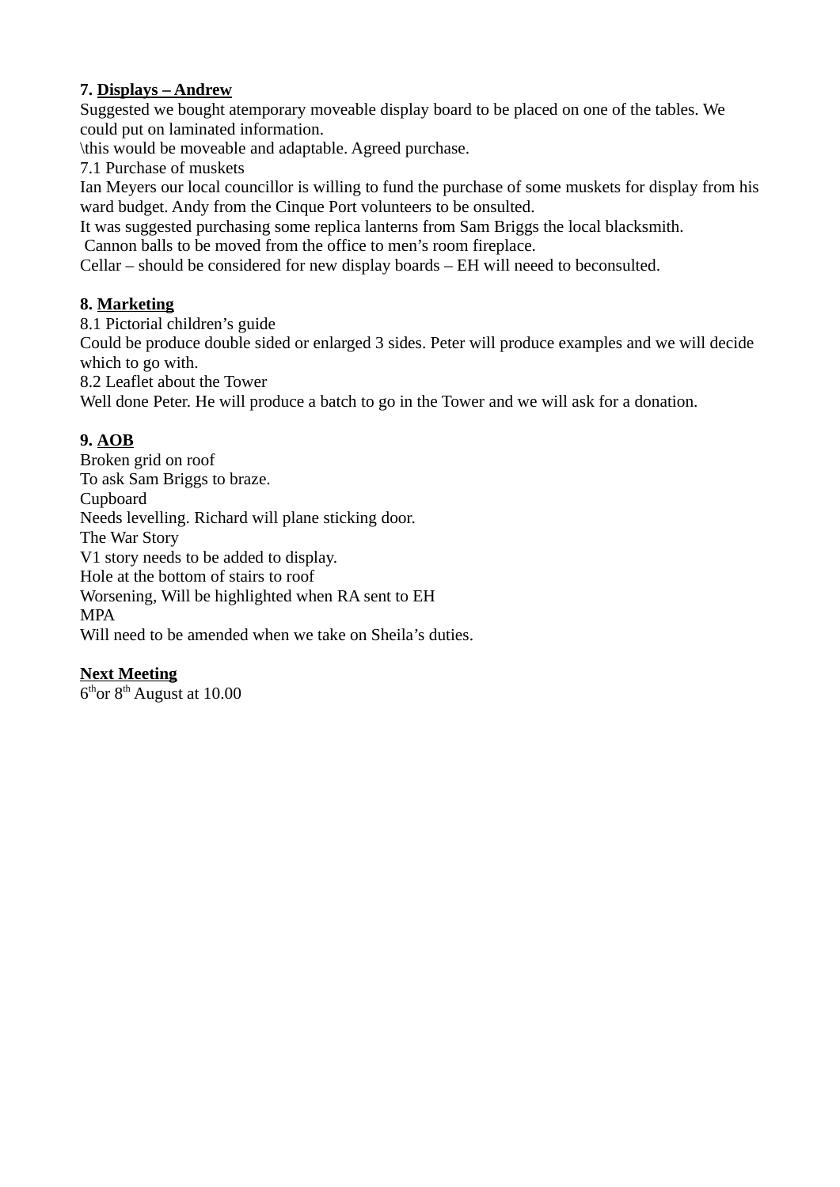**7. Displays – Andrew**

Suggested we bought atemporary moveable display board to be placed on one of the tables. We could put on laminated information.

\this would be moveable and adaptable. Agreed purchase.

7.1 Purchase of muskets

Ian Meyers our local councillor is willing to fund the purchase of some muskets for display from his ward budget. Andy from the Cinque Port volunteers to be onsulted.

It was suggested purchasing some replica lanterns from Sam Briggs the local blacksmith.

Cannon balls to be moved from the office to men's room fireplace.

Cellar – should be considered for new display boards – EH will neeed to beconsulted.

**8. Marketing**

8.1 Pictorial children's guide

Could be produce double sided or enlarged 3 sides. Peter will produce examples and we will decide which to go with.

8.2 Leaflet about the Tower

Well done Peter. He will produce a batch to go in the Tower and we will ask for a donation.

**9. AOB**

Broken grid on roof

To ask Sam Briggs to braze.

Cupboard

Needs levelling. Richard will plane sticking door.

The War Story

V1 story needs to be added to display.

Hole at the bottom of stairs to roof

Worsening, Will be highlighted when RA sent to EH

MPA

Will need to be amended when we take on Sheila's duties.

**Next Meeting**

6th or 8th August at 10.00